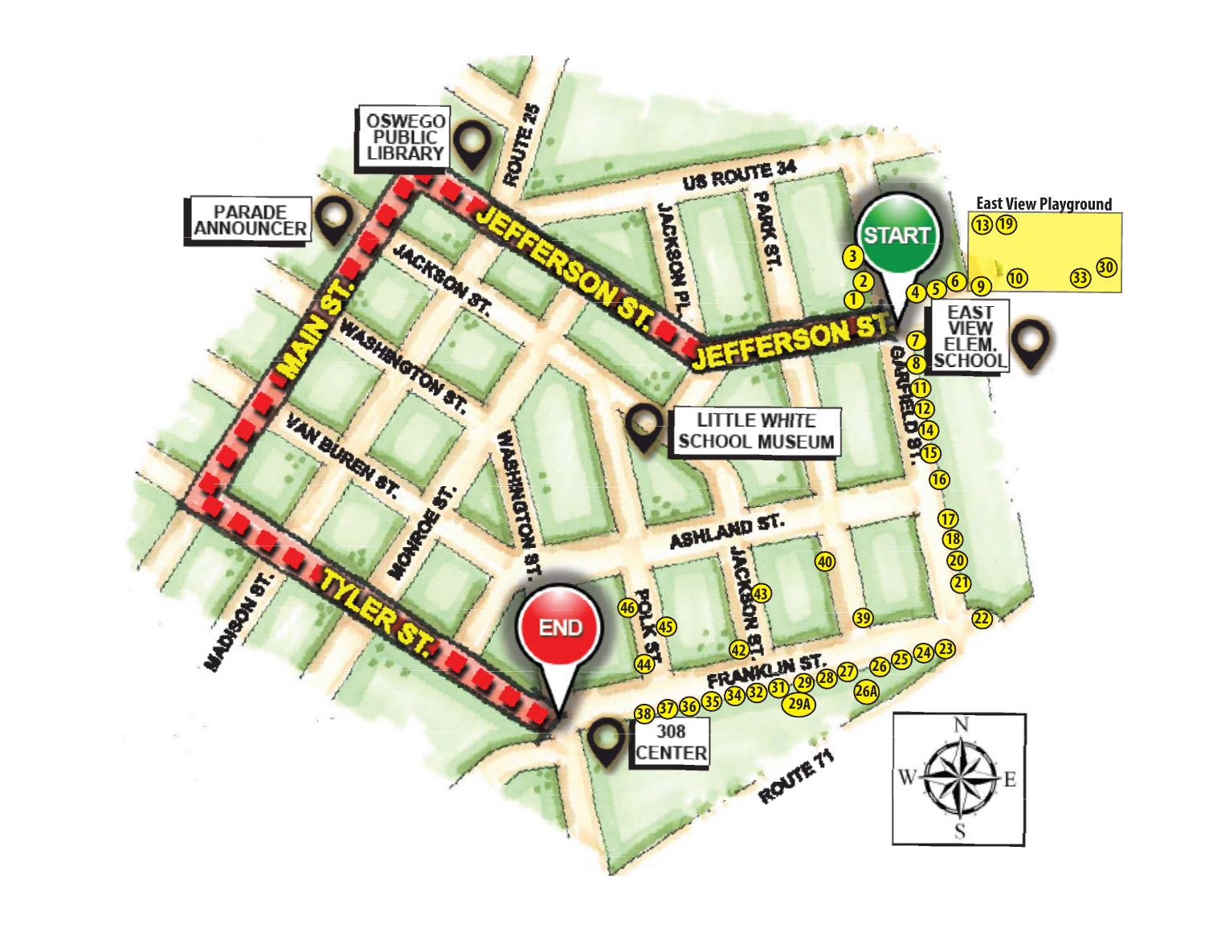OSWEGO PUBLIC LIBRARY

PARADE ANNOUNCER

ROUTE 25

US ROUTE 34

JACKSON PL.

PARK ST.

START

East View Playground

13 19

10 33 30

3

2

1 4 5 6 9

EAST VIEW ELEM. SCHOOL

JEFFERSON ST.

JEFFERSON ST.

MAIN ST.

JACKSON ST.

WASHINGTON ST.

VAN BUREN ST.

LITTLE WHITE SCHOOL MUSEUM

GARFIELD ST.

7

8

11

12

14

15

16

17

18

20

21

22

WASHINGTON ST.

MONROE ST.

ASHLAND ST.

40

JACKSON ST.

43

39

46

45

POLK ST.

42

44

FRANKLIN ST.

23 24 25 26 27 28 29 31 32 34 35 36 37 38

26A

29A

TYLER ST.

MADISON ST.

END

308 CENTER

ROUTE 71

N

W E

S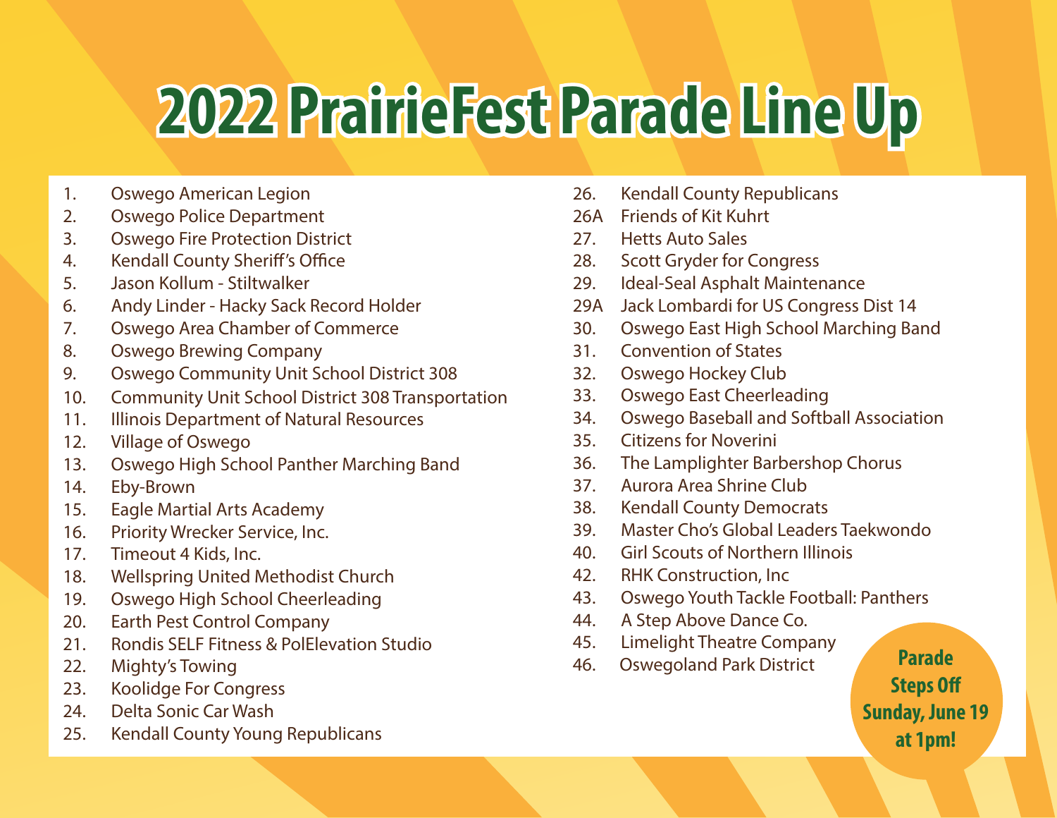# 2022 PrairieFest Parade Line Up

1. Oswego American Legion
2. Oswego Police Department
3. Oswego Fire Protection District
4. Kendall County Sheriff's Office
5. Jason Kollum - Stiltwalker
6. Andy Linder - Hacky Sack Record Holder
7. Oswego Area Chamber of Commerce
8. Oswego Brewing Company
9. Oswego Community Unit School District 308
10. Community Unit School District 308 Transportation
11. Illinois Department of Natural Resources
12. Village of Oswego
13. Oswego High School Panther Marching Band
14. Eby-Brown
15. Eagle Martial Arts Academy
16. Priority Wrecker Service, Inc.
17. Timeout 4 Kids, Inc.
18. Wellspring United Methodist Church
19. Oswego High School Cheerleading
20. Earth Pest Control Company
21. Rondis SELF Fitness & PolElevation Studio
22. Mighty's Towing
23. Koolidge For Congress
24. Delta Sonic Car Wash
25. Kendall County Young Republicans
26. Kendall County Republicans

26A Friends of Kit Kuhrt

27. Hetts Auto Sales
28. Scott Gryder for Congress
29. Ideal-Seal Asphalt Maintenance

29A Jack Lombardi for US Congress Dist 14

30. Oswego East High School Marching Band
31. Convention of States
32. Oswego Hockey Club
33. Oswego East Cheerleading
34. Oswego Baseball and Softball Association
35. Citizens for Noverini
36. The Lamplighter Barbershop Chorus
37. Aurora Area Shrine Club
38. Kendall County Democrats
39. Master Cho's Global Leaders Taekwondo
40. Girl Scouts of Northern Illinois
42. RHK Construction, Inc
43. Oswego Youth Tackle Football: Panthers
44. A Step Above Dance Co.
45. Limelight Theatre Company
46. Oswegoland Park District

**Parade Steps Off Sunday, June 19 at 1pm!**